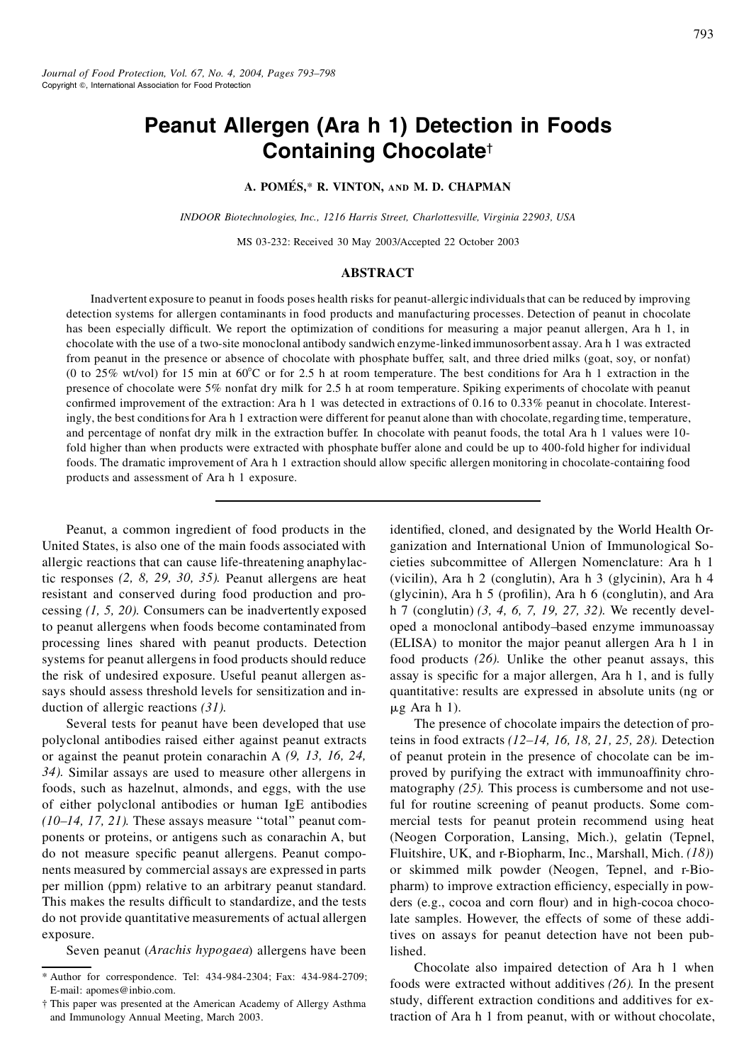Journal of Food Protection, Vol. 67, No. 4, 2004, Pages 793–798
Copyright ©, International Association for Food Protection

# Peanut Allergen (Ara h 1) Detection in Foods Containing Chocolate†

**A. POMÉS,* R. VINTON, AND M. D. CHAPMAN**

*INDOOR Biotechnologies, Inc., 1216 Harris Street, Charlottesville, Virginia 22903, USA*

MS 03-232: Received 30 May 2003/Accepted 22 October 2003

## ABSTRACT

Inadvertent exposure to peanut in foods poses health risks for peanut-allergic individuals that can be reduced by improving detection systems for allergen contaminants in food products and manufacturing processes. Detection of peanut in chocolate has been especially difficult. We report the optimization of conditions for measuring a major peanut allergen, Ara h 1, in chocolate with the use of a two-site monoclonal antibody sandwich enzyme-linked immunosorbent assay. Ara h 1 was extracted from peanut in the presence or absence of chocolate with phosphate buffer, salt, and three dried milks (goat, soy, or nonfat) (0 to 25% wt/vol) for 15 min at 60°C or for 2.5 h at room temperature. The best conditions for Ara h 1 extraction in the presence of chocolate were 5% nonfat dry milk for 2.5 h at room temperature. Spiking experiments of chocolate with peanut confirmed improvement of the extraction: Ara h 1 was detected in extractions of 0.16 to 0.33% peanut in chocolate. Interestingly, the best conditions for Ara h 1 extraction were different for peanut alone than with chocolate, regarding time, temperature, and percentage of nonfat dry milk in the extraction buffer. In chocolate with peanut foods, the total Ara h 1 values were 10-fold higher than when products were extracted with phosphate buffer alone and could be up to 400-fold higher for individual foods. The dramatic improvement of Ara h 1 extraction should allow specific allergen monitoring in chocolate-containing food products and assessment of Ara h 1 exposure.

---

Peanut, a common ingredient of food products in the United States, is also one of the main foods associated with allergic reactions that can cause life-threatening anaphylactic responses *(2, 8, 29, 30, 35)*. Peanut allergens are heat resistant and conserved during food production and processing *(1, 5, 20)*. Consumers can be inadvertently exposed to peanut allergens when foods become contaminated from processing lines shared with peanut products. Detection systems for peanut allergens in food products should reduce the risk of undesired exposure. Useful peanut allergen assays should assess threshold levels for sensitization and induction of allergic reactions *(31)*.

Several tests for peanut have been developed that use polyclonal antibodies raised either against peanut extracts or against the peanut protein conarachin A *(9, 13, 16, 24, 34)*. Similar assays are used to measure other allergens in foods, such as hazelnut, almonds, and eggs, with the use of either polyclonal antibodies or human IgE antibodies *(10–14, 17, 21)*. These assays measure "total" peanut components or proteins, or antigens such as conarachin A, but do not measure specific peanut allergens. Peanut components measured by commercial assays are expressed in parts per million (ppm) relative to an arbitrary peanut standard. This makes the results difficult to standardize, and the tests do not provide quantitative measurements of actual allergen exposure.

Seven peanut (*Arachis hypogaea*) allergens have been identified, cloned, and designated by the World Health Organization and International Union of Immunological Societies subcommittee of Allergen Nomenclature: Ara h 1 (vicilin), Ara h 2 (conglutin), Ara h 3 (glycinin), Ara h 4 (glycinin), Ara h 5 (profilin), Ara h 6 (conglutin), and Ara h 7 (conglutin) *(3, 4, 6, 7, 19, 27, 32)*. We recently developed a monoclonal antibody–based enzyme immunoassay (ELISA) to monitor the major peanut allergen Ara h 1 in food products *(26)*. Unlike the other peanut assays, this assay is specific for a major allergen, Ara h 1, and is fully quantitative: results are expressed in absolute units (ng or μg Ara h 1).

The presence of chocolate impairs the detection of proteins in food extracts *(12–14, 16, 18, 21, 25, 28)*. Detection of peanut protein in the presence of chocolate can be improved by purifying the extract with immunoaffinity chromatography *(25)*. This process is cumbersome and not useful for routine screening of peanut products. Some commercial tests for peanut protein recommend using heat (Neogen Corporation, Lansing, Mich.), gelatin (Tepnel, Fluitshire, UK, and r-Biopharm, Inc., Marshall, Mich. *(18)*) or skimmed milk powder (Neogen, Tepnel, and r-Biopharm) to improve extraction efficiency, especially in powders (e.g., cocoa and corn flour) and in high-cocoa chocolate samples. However, the effects of some of these additives on assays for peanut detection have not been published.

Chocolate also impaired detection of Ara h 1 when foods were extracted without additives *(26)*. In the present study, different extraction conditions and additives for extraction of Ara h 1 from peanut, with or without chocolate,

---

* Author for correspondence. Tel: 434-984-2304; Fax: 434-984-2709; E-mail: apomes@inbio.com.

† This paper was presented at the American Academy of Allergy Asthma and Immunology Annual Meeting, March 2003.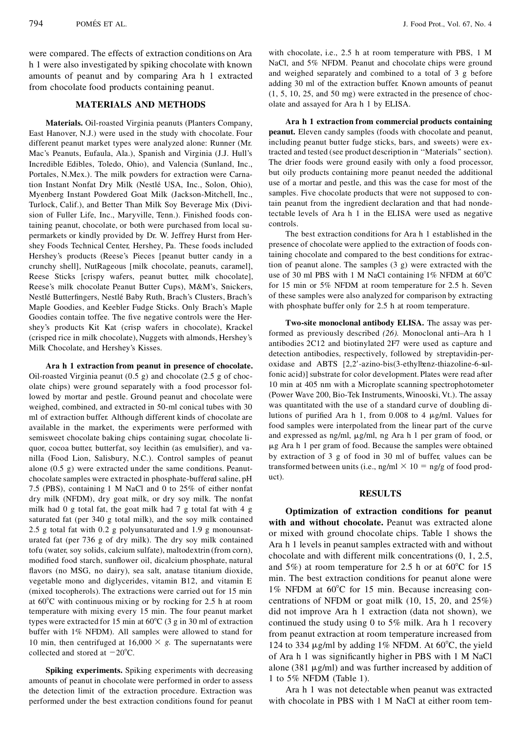were compared. The effects of extraction conditions on Ara h 1 were also investigated by spiking chocolate with known amounts of peanut and by comparing Ara h 1 extracted from chocolate food products containing peanut.

## MATERIALS AND METHODS

**Materials.** Oil-roasted Virginia peanuts (Planters Company, East Hanover, N.J.) were used in the study with chocolate. Four different peanut market types were analyzed alone: Runner (Mr. Mac's Peanuts, Eufaula, Ala.), Spanish and Virginia (J.J. Hull's Incredible Edibles, Toledo, Ohio), and Valencia (Sunland, Inc., Portales, N.Mex.). The milk powders for extraction were Carnation Instant Nonfat Dry Milk (Nestlé USA, Inc., Solon, Ohio), Myenberg Instant Powdered Goat Milk (Jackson-Mitchell, Inc., Turlock, Calif.), and Better Than Milk Soy Beverage Mix (Division of Fuller Life, Inc., Maryville, Tenn.). Finished foods containing peanut, chocolate, or both were purchased from local supermarkets or kindly provided by Dr. W. Jeffrey Hurst from Hershey Foods Technical Center, Hershey, Pa. These foods included Hershey's products (Reese's Pieces [peanut butter candy in a crunchy shell], NutRageous [milk chocolate, peanuts, caramel], Reese Sticks [crispy wafers, peanut butter, milk chocolate], Reese's milk chocolate Peanut Butter Cups), M&M's, Snickers, Nestlé Butterfingers, Nestlé Baby Ruth, Brach's Clusters, Brach's Maple Goodies, and Keebler Fudge Sticks. Only Brach's Maple Goodies contain toffee. The five negative controls were the Hershey's products Kit Kat (crisp wafers in chocolate), Krackel (crisped rice in milk chocolate), Nuggets with almonds, Hershey's Milk Chocolate, and Hershey's Kisses.

**Ara h 1 extraction from peanut in presence of chocolate.** Oil-roasted Virginia peanut (0.5 g) and chocolate (2.5 g of chocolate chips) were ground separately with a food processor followed by mortar and pestle. Ground peanut and chocolate were weighed, combined, and extracted in 50-ml conical tubes with 30 ml of extraction buffer. Although different kinds of chocolate are available in the market, the experiments were performed with semisweet chocolate baking chips containing sugar, chocolate liquor, cocoa butter, butterfat, soy lecithin (as emulsifier), and vanilla (Food Lion, Salisbury, N.C.). Control samples of peanut alone (0.5 g) were extracted under the same conditions. Peanut-chocolate samples were extracted in phosphate-buffered saline, pH 7.5 (PBS), containing 1 M NaCl and 0 to 25% of either nonfat dry milk (NFDM), dry goat milk, or dry soy milk. The nonfat milk had 0 g total fat, the goat milk had 7 g total fat with 4 g saturated fat (per 340 g total milk), and the soy milk contained 2.5 g total fat with 0.2 g polyunsaturated and 1.9 g monounsaturated fat (per 736 g of dry milk). The dry soy milk contained tofu (water, soy solids, calcium sulfate), maltodextrin (from corn), modified food starch, sunflower oil, dicalcium phosphate, natural flavors (no MSG, no dairy), sea salt, anatase titanium dioxide, vegetable mono and diglycerides, vitamin B12, and vitamin E (mixed tocopherols). The extractions were carried out for 15 min at 60°C with continuous mixing or by rocking for 2.5 h at room temperature with mixing every 15 min. The four peanut market types were extracted for 15 min at 60°C (3 g in 30 ml of extraction buffer with 1% NFDM). All samples were allowed to stand for 10 min, then centrifuged at 16,000 × *g*. The supernatants were collected and stored at −20°C.

**Spiking experiments.** Spiking experiments with decreasing amounts of peanut in chocolate were performed in order to assess the detection limit of the extraction procedure. Extraction was performed under the best extraction conditions found for peanut with chocolate, i.e., 2.5 h at room temperature with PBS, 1 M NaCl, and 5% NFDM. Peanut and chocolate chips were ground and weighed separately and combined to a total of 3 g before adding 30 ml of the extraction buffer. Known amounts of peanut (1, 5, 10, 25, and 50 mg) were extracted in the presence of chocolate and assayed for Ara h 1 by ELISA.

**Ara h 1 extraction from commercial products containing peanut.** Eleven candy samples (foods with chocolate and peanut, including peanut butter fudge sticks, bars, and sweets) were extracted and tested (see product description in "Materials" section). The drier foods were ground easily with only a food processor, but oily products containing more peanut needed the additional use of a mortar and pestle, and this was the case for most of the samples. Five chocolate products that were not supposed to contain peanut from the ingredient declaration and that had nondetectable levels of Ara h 1 in the ELISA were used as negative controls.

The best extraction conditions for Ara h 1 established in the presence of chocolate were applied to the extraction of foods containing chocolate and compared to the best conditions for extraction of peanut alone. The samples (3 g) were extracted with the use of 30 ml PBS with 1 M NaCl containing 1% NFDM at 60°C for 15 min or 5% NFDM at room temperature for 2.5 h. Seven of these samples were also analyzed for comparison by extracting with phosphate buffer only for 2.5 h at room temperature.

**Two-site monoclonal antibody ELISA.** The assay was performed as previously described *(26)*. Monoclonal anti–Ara h 1 antibodies 2C12 and biotinylated 2F7 were used as capture and detection antibodies, respectively, followed by streptavidin-peroxidase and ABTS [2,2′-azino-bis(3-ethylbenz-thiazoline-6-sulfonic acid)] substrate for color development. Plates were read after 10 min at 405 nm with a Microplate scanning spectrophotometer (Power Wave 200, Bio-Tek Instruments, Winooski, Vt.). The assay was quantitated with the use of a standard curve of doubling dilutions of purified Ara h 1, from 0.008 to 4 μg/ml. Values for food samples were interpolated from the linear part of the curve and expressed as ng/ml, μg/ml, ng Ara h 1 per gram of food, or μg Ara h 1 per gram of food. Because the samples were obtained by extraction of 3 g of food in 30 ml of buffer, values can be transformed between units (i.e., ng/ml × 10 = ng/g of food product).

## RESULTS

**Optimization of extraction conditions for peanut with and without chocolate.** Peanut was extracted alone or mixed with ground chocolate chips. Table 1 shows the Ara h 1 levels in peanut samples extracted with and without chocolate and with different milk concentrations (0, 1, 2.5, and 5%) at room temperature for 2.5 h or at 60°C for 15 min. The best extraction conditions for peanut alone were 1% NFDM at 60°C for 15 min. Because increasing concentrations of NFDM or goat milk (10, 15, 20, and 25%) did not improve Ara h 1 extraction (data not shown), we continued the study using 0 to 5% milk. Ara h 1 recovery from peanut extraction at room temperature increased from 124 to 334 μg/ml by adding 1% NFDM. At 60°C, the yield of Ara h 1 was significantly higher in PBS with 1 M NaCl alone (381 μg/ml) and was further increased by addition of 1 to 5% NFDM (Table 1).

Ara h 1 was not detectable when peanut was extracted with chocolate in PBS with 1 M NaCl at either room tem-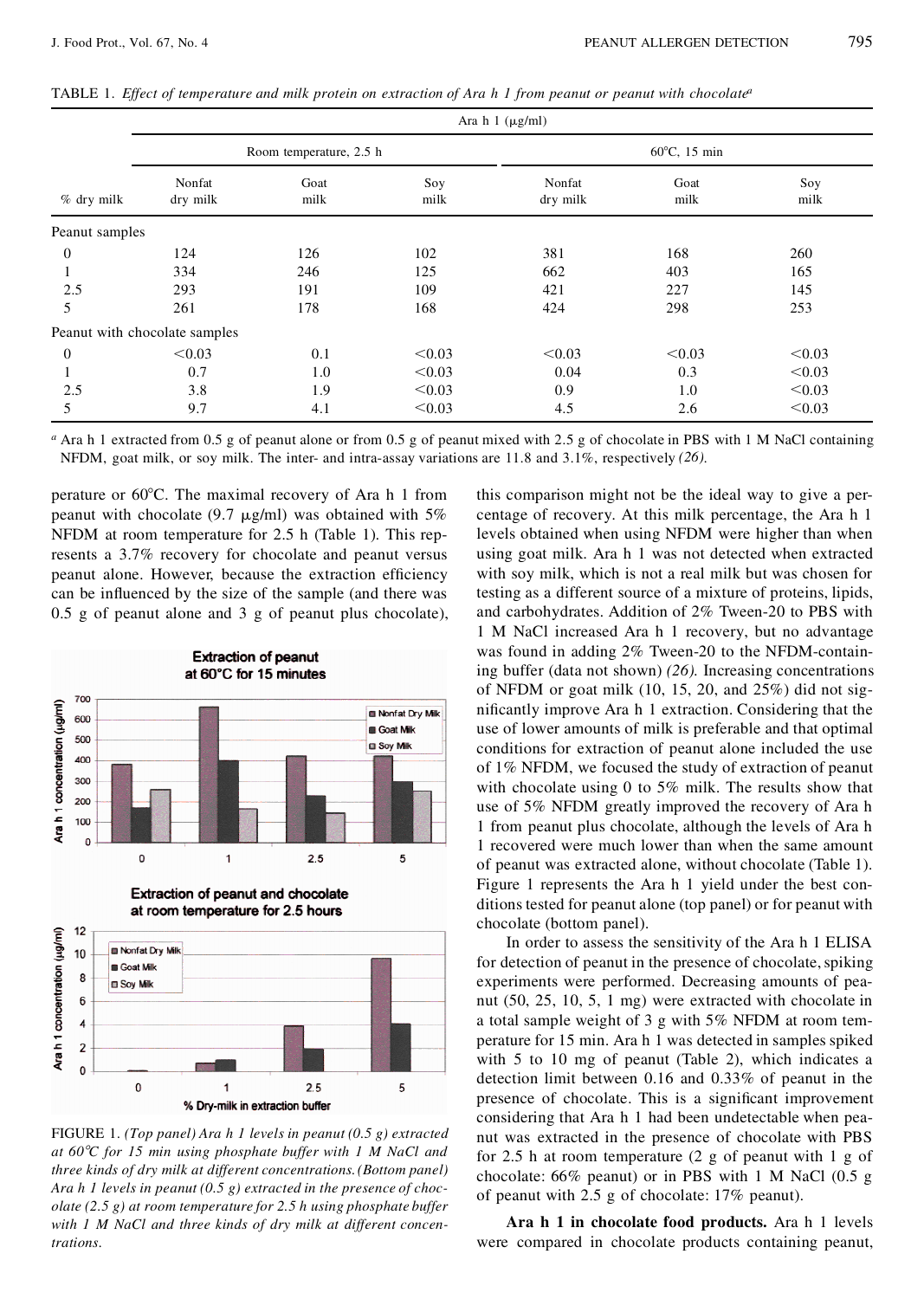TABLE 1. *Effect of temperature and milk protein on extraction of Ara h 1 from peanut or peanut with chocolate*[a]

| | Ara h 1 (μg/ml) | | | | | |
|---|---|---|---|---|---|---|
| | Room temperature, 2.5 h | | | 60°C, 15 min | | |
| % dry milk | Nonfat dry milk | Goat milk | Soy milk | Nonfat dry milk | Goat milk | Soy milk |
| Peanut samples | | | | | | |
| 0 | 124 | 126 | 102 | 381 | 168 | 260 |
| 1 | 334 | 246 | 125 | 662 | 403 | 165 |
| 2.5 | 293 | 191 | 109 | 421 | 227 | 145 |
| 5 | 261 | 178 | 168 | 424 | 298 | 253 |
| Peanut with chocolate samples | | | | | | |
| 0 | <0.03 | 0.1 | <0.03 | <0.03 | <0.03 | <0.03 |
| 1 | 0.7 | 1.0 | <0.03 | 0.04 | 0.3 | <0.03 |
| 2.5 | 3.8 | 1.9 | <0.03 | 0.9 | 1.0 | <0.03 |
| 5 | 9.7 | 4.1 | <0.03 | 4.5 | 2.6 | <0.03 |

[a] Ara h 1 extracted from 0.5 g of peanut alone or from 0.5 g of peanut mixed with 2.5 g of chocolate in PBS with 1 M NaCl containing NFDM, goat milk, or soy milk. The inter- and intra-assay variations are 11.8 and 3.1%, respectively *(26)*.

perature or 60°C. The maximal recovery of Ara h 1 from peanut with chocolate (9.7 μg/ml) was obtained with 5% NFDM at room temperature for 2.5 h (Table 1). This represents a 3.7% recovery for chocolate and peanut versus peanut alone. However, because the extraction efficiency can be influenced by the size of the sample (and there was 0.5 g of peanut alone and 3 g of peanut plus chocolate), this comparison might not be the ideal way to give a percentage of recovery. At this milk percentage, the Ara h 1 levels obtained when using NFDM were higher than when using goat milk. Ara h 1 was not detected when extracted with soy milk, which is not a real milk but was chosen for testing as a different source of a mixture of proteins, lipids, and carbohydrates. Addition of 2% Tween-20 to PBS with 1 M NaCl increased Ara h 1 recovery, but no advantage was found in adding 2% Tween-20 to the NFDM-containing buffer (data not shown) *(26)*. Increasing concentrations of NFDM or goat milk (10, 15, 20, and 25%) did not significantly improve Ara h 1 extraction. Considering that the use of lower amounts of milk is preferable and that optimal conditions for extraction of peanut alone included the use of 1% NFDM, we focused the study of extraction of peanut with chocolate using 0 to 5% milk. The results show that use of 5% NFDM greatly improved the recovery of Ara h 1 from peanut plus chocolate, although the levels of Ara h 1 recovered were much lower than when the same amount of peanut was extracted alone, without chocolate (Table 1). Figure 1 represents the Ara h 1 yield under the best conditions tested for peanut alone (top panel) or for peanut with chocolate (bottom panel).

FIGURE 1. *(Top panel) Ara h 1 levels in peanut (0.5 g) extracted at 60°C for 15 min using phosphate buffer with 1 M NaCl and three kinds of dry milk at different concentrations. (Bottom panel) Ara h 1 levels in peanut (0.5 g) extracted in the presence of chocolate (2.5 g) at room temperature for 2.5 h using phosphate buffer with 1 M NaCl and three kinds of dry milk at different concentrations.*

In order to assess the sensitivity of the Ara h 1 ELISA for detection of peanut in the presence of chocolate, spiking experiments were performed. Decreasing amounts of peanut (50, 25, 10, 5, 1 mg) were extracted with chocolate in a total sample weight of 3 g with 5% NFDM at room temperature for 15 min. Ara h 1 was detected in samples spiked with 5 to 10 mg of peanut (Table 2), which indicates a detection limit between 0.16 and 0.33% of peanut in the presence of chocolate. This is a significant improvement considering that Ara h 1 had been undetectable when peanut was extracted in the presence of chocolate with PBS for 2.5 h at room temperature (2 g of peanut with 1 g of chocolate: 66% peanut) or in PBS with 1 M NaCl (0.5 g of peanut with 2.5 g of chocolate: 17% peanut).

**Ara h 1 in chocolate food products.** Ara h 1 levels were compared in chocolate products containing peanut,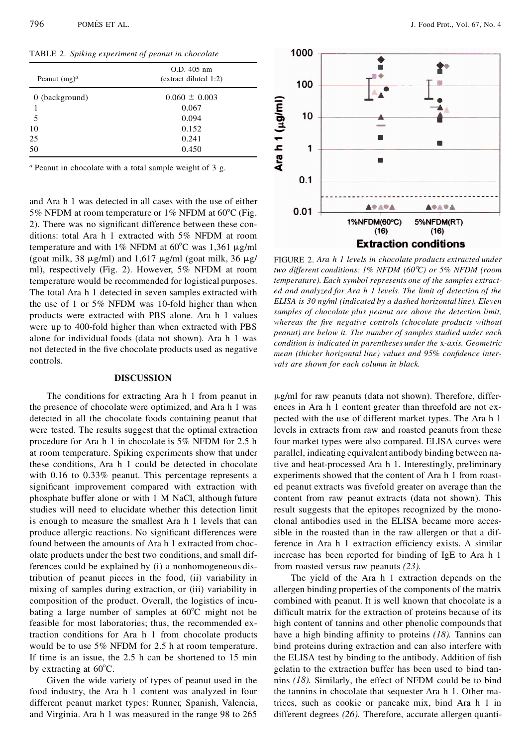TABLE 2. *Spiking experiment of peanut in chocolate*

| Peanut (mg)[a] | O.D. 405 nm (extract diluted 1:2) |
|---|---|
| 0 (background) | 0.060 ± 0.003 |
| 1 | 0.067 |
| 5 | 0.094 |
| 10 | 0.152 |
| 25 | 0.241 |
| 50 | 0.450 |

[a] Peanut in chocolate with a total sample weight of 3 g.

and Ara h 1 was detected in all cases with the use of either 5% NFDM at room temperature or 1% NFDM at 60°C (Fig. 2). There was no significant difference between these conditions: total Ara h 1 extracted with 5% NFDM at room temperature and with 1% NFDM at 60°C was 1,361 μg/ml (goat milk, 38 μg/ml) and 1,617 μg/ml (goat milk, 36 μg/ml), respectively (Fig. 2). However, 5% NFDM at room temperature would be recommended for logistical purposes. The total Ara h 1 detected in seven samples extracted with the use of 1 or 5% NFDM was 10-fold higher than when products were extracted with PBS alone. Ara h 1 values were up to 400-fold higher than when extracted with PBS alone for individual foods (data not shown). Ara h 1 was not detected in the five chocolate products used as negative controls.

FIGURE 2. *Ara h 1 levels in chocolate products extracted under two different conditions: 1% NFDM (60°C) or 5% NFDM (room temperature). Each symbol represents one of the samples extracted and analyzed for Ara h 1 levels. The limit of detection of the ELISA is 30 ng/ml (indicated by a dashed horizontal line). Eleven samples of chocolate plus peanut are above the detection limit, whereas the five negative controls (chocolate products without peanut) are below it. The number of samples studied under each condition is indicated in parentheses under the* x*-axis. Geometric mean (thicker horizontal line) values and 95% confidence intervals are shown for each column in black.*

## DISCUSSION

The conditions for extracting Ara h 1 from peanut in the presence of chocolate were optimized, and Ara h 1 was detected in all the chocolate foods containing peanut that were tested. The results suggest that the optimal extraction procedure for Ara h 1 in chocolate is 5% NFDM for 2.5 h at room temperature. Spiking experiments show that under these conditions, Ara h 1 could be detected in chocolate with 0.16 to 0.33% peanut. This percentage represents a significant improvement compared with extraction with phosphate buffer alone or with 1 M NaCl, although future studies will need to elucidate whether this detection limit is enough to measure the smallest Ara h 1 levels that can produce allergic reactions. No significant differences were found between the amounts of Ara h 1 extracted from chocolate products under the best two conditions, and small differences could be explained by (i) a nonhomogeneous distribution of peanut pieces in the food, (ii) variability in mixing of samples during extraction, or (iii) variability in composition of the product. Overall, the logistics of incubating a large number of samples at 60°C might not be feasible for most laboratories; thus, the recommended extraction conditions for Ara h 1 from chocolate products would be to use 5% NFDM for 2.5 h at room temperature. If time is an issue, the 2.5 h can be shortened to 15 min by extracting at 60°C.

Given the wide variety of types of peanut used in the food industry, the Ara h 1 content was analyzed in four different peanut market types: Runner, Spanish, Valencia, and Virginia. Ara h 1 was measured in the range 98 to 265 μg/ml for raw peanuts (data not shown). Therefore, differences in Ara h 1 content greater than threefold are not expected with the use of different market types. The Ara h 1 levels in extracts from raw and roasted peanuts from these four market types were also compared. ELISA curves were parallel, indicating equivalent antibody binding between native and heat-processed Ara h 1. Interestingly, preliminary experiments showed that the content of Ara h 1 from roasted peanut extracts was fivefold greater on average than the content from raw peanut extracts (data not shown). This result suggests that the epitopes recognized by the monoclonal antibodies used in the ELISA became more accessible in the roasted than in the raw allergen or that a difference in Ara h 1 extraction efficiency exists. A similar increase has been reported for binding of IgE to Ara h 1 from roasted versus raw peanuts *(23)*.

The yield of the Ara h 1 extraction depends on the allergen binding properties of the components of the matrix combined with peanut. It is well known that chocolate is a difficult matrix for the extraction of proteins because of its high content of tannins and other phenolic compounds that have a high binding affinity to proteins *(18)*. Tannins can bind proteins during extraction and can also interfere with the ELISA test by binding to the antibody. Addition of fish gelatin to the extraction buffer has been used to bind tannins *(18)*. Similarly, the effect of NFDM could be to bind the tannins in chocolate that sequester Ara h 1. Other matrices, such as cookie or pancake mix, bind Ara h 1 in different degrees *(26)*. Therefore, accurate allergen quanti-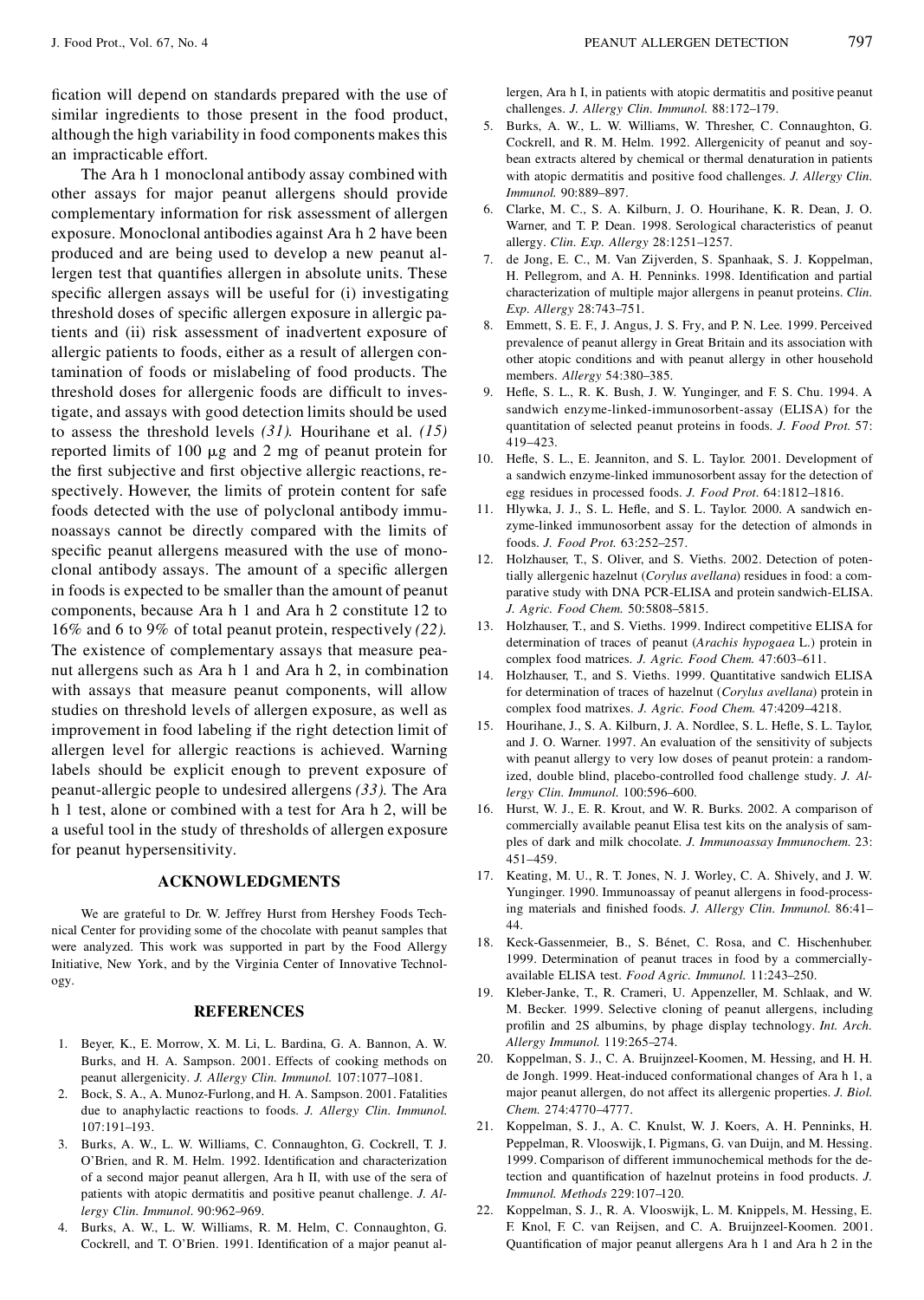fication will depend on standards prepared with the use of similar ingredients to those present in the food product, although the high variability in food components makes this an impracticable effort.

The Ara h 1 monoclonal antibody assay combined with other assays for major peanut allergens should provide complementary information for risk assessment of allergen exposure. Monoclonal antibodies against Ara h 2 have been produced and are being used to develop a new peanut allergen test that quantifies allergen in absolute units. These specific allergen assays will be useful for (i) investigating threshold doses of specific allergen exposure in allergic patients and (ii) risk assessment of inadvertent exposure of allergic patients to foods, either as a result of allergen contamination of foods or mislabeling of food products. The threshold doses for allergenic foods are difficult to investigate, and assays with good detection limits should be used to assess the threshold levels *(31).* Hourihane et al. *(15)* reported limits of 100 μg and 2 mg of peanut protein for the first subjective and first objective allergic reactions, respectively. However, the limits of protein content for safe foods detected with the use of polyclonal antibody immunoassays cannot be directly compared with the limits of specific peanut allergens measured with the use of monoclonal antibody assays. The amount of a specific allergen in foods is expected to be smaller than the amount of peanut components, because Ara h 1 and Ara h 2 constitute 12 to 16% and 6 to 9% of total peanut protein, respectively *(22).* The existence of complementary assays that measure peanut allergens such as Ara h 1 and Ara h 2, in combination with assays that measure peanut components, will allow studies on threshold levels of allergen exposure, as well as improvement in food labeling if the right detection limit of allergen level for allergic reactions is achieved. Warning labels should be explicit enough to prevent exposure of peanut-allergic people to undesired allergens *(33).* The Ara h 1 test, alone or combined with a test for Ara h 2, will be a useful tool in the study of thresholds of allergen exposure for peanut hypersensitivity.

## ACKNOWLEDGMENTS

We are grateful to Dr. W. Jeffrey Hurst from Hershey Foods Technical Center for providing some of the chocolate with peanut samples that were analyzed. This work was supported in part by the Food Allergy Initiative, New York, and by the Virginia Center of Innovative Technology.

## REFERENCES

1. Beyer, K., E. Morrow, X. M. Li, L. Bardina, G. A. Bannon, A. W. Burks, and H. A. Sampson. 2001. Effects of cooking methods on peanut allergenicity. *J. Allergy Clin. Immunol.* 107:1077–1081.
2. Bock, S. A., A. Munoz-Furlong, and H. A. Sampson. 2001. Fatalities due to anaphylactic reactions to foods. *J. Allergy Clin. Immunol.* 107:191–193.
3. Burks, A. W., L. W. Williams, C. Connaughton, G. Cockrell, T. J. O'Brien, and R. M. Helm. 1992. Identification and characterization of a second major peanut allergen, Ara h II, with use of the sera of patients with atopic dermatitis and positive peanut challenge. *J. Allergy Clin. Immunol.* 90:962–969.
4. Burks, A. W., L. W. Williams, R. M. Helm, C. Connaughton, G. Cockrell, and T. O'Brien. 1991. Identification of a major peanut allergen, Ara h I, in patients with atopic dermatitis and positive peanut challenges. *J. Allergy Clin. Immunol.* 88:172–179.
5. Burks, A. W., L. W. Williams, W. Thresher, C. Connaughton, G. Cockrell, and R. M. Helm. 1992. Allergenicity of peanut and soybean extracts altered by chemical or thermal denaturation in patients with atopic dermatitis and positive food challenges. *J. Allergy Clin. Immunol.* 90:889–897.
6. Clarke, M. C., S. A. Kilburn, J. O. Hourihane, K. R. Dean, J. O. Warner, and T. P. Dean. 1998. Serological characteristics of peanut allergy. *Clin. Exp. Allergy* 28:1251–1257.
7. de Jong, E. C., M. Van Zijverden, S. Spanhaak, S. J. Koppelman, H. Pellegrom, and A. H. Penninks. 1998. Identification and partial characterization of multiple major allergens in peanut proteins. *Clin. Exp. Allergy* 28:743–751.
8. Emmett, S. E. F., J. Angus, J. S. Fry, and P. N. Lee. 1999. Perceived prevalence of peanut allergy in Great Britain and its association with other atopic conditions and with peanut allergy in other household members. *Allergy* 54:380–385.
9. Hefle, S. L., R. K. Bush, J. W. Yunginger, and F. S. Chu. 1994. A sandwich enzyme-linked-immunosorbent-assay (ELISA) for the quantitation of selected peanut proteins in foods. *J. Food Prot.* 57: 419–423.
10. Hefle, S. L., E. Jeanniton, and S. L. Taylor. 2001. Development of a sandwich enzyme-linked immunosorbent assay for the detection of egg residues in processed foods. *J. Food Prot.* 64:1812–1816.
11. Hlywka, J. J., S. L. Hefle, and S. L. Taylor. 2000. A sandwich enzyme-linked immunosorbent assay for the detection of almonds in foods. *J. Food Prot.* 63:252–257.
12. Holzhauser, T., S. Oliver, and S. Vieths. 2002. Detection of potentially allergenic hazelnut (*Corylus avellana*) residues in food: a comparative study with DNA PCR-ELISA and protein sandwich-ELISA. *J. Agric. Food Chem.* 50:5808–5815.
13. Holzhauser, T., and S. Vieths. 1999. Indirect competitive ELISA for determination of traces of peanut (*Arachis hypogaea* L.) protein in complex food matrices. *J. Agric. Food Chem.* 47:603–611.
14. Holzhauser, T., and S. Vieths. 1999. Quantitative sandwich ELISA for determination of traces of hazelnut (*Corylus avellana*) protein in complex food matrixes. *J. Agric. Food Chem.* 47:4209–4218.
15. Hourihane, J., S. A. Kilburn, J. A. Nordlee, S. L. Hefle, S. L. Taylor, and J. O. Warner. 1997. An evaluation of the sensitivity of subjects with peanut allergy to very low doses of peanut protein: a randomized, double blind, placebo-controlled food challenge study. *J. Allergy Clin. Immunol.* 100:596–600.
16. Hurst, W. J., E. R. Krout, and W. R. Burks. 2002. A comparison of commercially available peanut Elisa test kits on the analysis of samples of dark and milk chocolate. *J. Immunoassay Immunochem.* 23: 451–459.
17. Keating, M. U., R. T. Jones, N. J. Worley, C. A. Shively, and J. W. Yunginger. 1990. Immunoassay of peanut allergens in food-processing materials and finished foods. *J. Allergy Clin. Immunol.* 86:41–44.
18. Keck-Gassenmeier, B., S. Bénet, C. Rosa, and C. Hischenhuber. 1999. Determination of peanut traces in food by a commercially-available ELISA test. *Food Agric. Immunol.* 11:243–250.
19. Kleber-Janke, T., R. Crameri, U. Appenzeller, M. Schlaak, and W. M. Becker. 1999. Selective cloning of peanut allergens, including profilin and 2S albumins, by phage display technology. *Int. Arch. Allergy Immunol.* 119:265–274.
20. Koppelman, S. J., C. A. Bruijnzeel-Koomen, M. Hessing, and H. H. de Jongh. 1999. Heat-induced conformational changes of Ara h 1, a major peanut allergen, do not affect its allergenic properties. *J. Biol. Chem.* 274:4770–4777.
21. Koppelman, S. J., A. C. Knulst, W. J. Koers, A. H. Penninks, H. Peppelman, R. Vlooswijk, I. Pigmans, G. van Duijn, and M. Hessing. 1999. Comparison of different immunochemical methods for the detection and quantification of hazelnut proteins in food products. *J. Immunol. Methods* 229:107–120.
22. Koppelman, S. J., R. A. Vlooswijk, L. M. Knippels, M. Hessing, E. F. Knol, F. C. van Reijsen, and C. A. Bruijnzeel-Koomen. 2001. Quantification of major peanut allergens Ara h 1 and Ara h 2 in the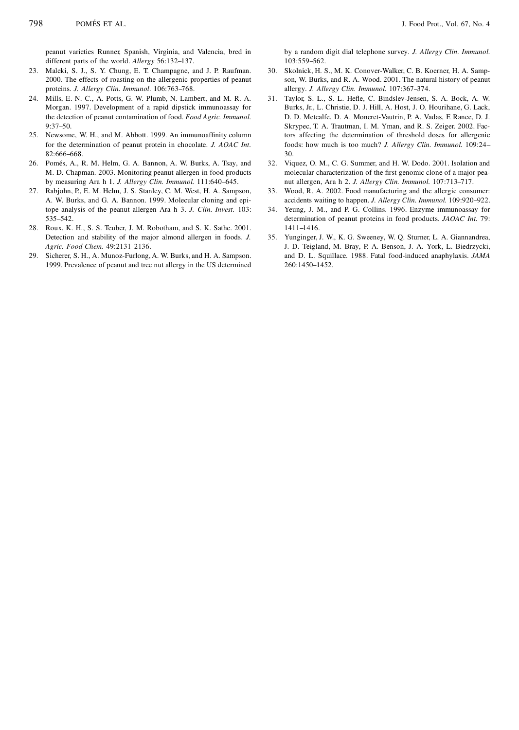peanut varieties Runner, Spanish, Virginia, and Valencia, bred in different parts of the world. *Allergy* 56:132–137.

23. Maleki, S. J., S. Y. Chung, E. T. Champagne, and J. P. Raufman. 2000. The effects of roasting on the allergenic properties of peanut proteins. *J. Allergy Clin. Immunol.* 106:763–768.
24. Mills, E. N. C., A. Potts, G. W. Plumb, N. Lambert, and M. R. A. Morgan. 1997. Development of a rapid dipstick immunoassay for the detection of peanut contamination of food. *Food Agric. Immunol.* 9:37–50.
25. Newsome, W. H., and M. Abbott. 1999. An immunoaffinity column for the determination of peanut protein in chocolate. *J. AOAC Int.* 82:666–668.
26. Pomés, A., R. M. Helm, G. A. Bannon, A. W. Burks, A. Tsay, and M. D. Chapman. 2003. Monitoring peanut allergen in food products by measuring Ara h 1. *J. Allergy Clin. Immunol.* 111:640–645.
27. Rabjohn, P., E. M. Helm, J. S. Stanley, C. M. West, H. A. Sampson, A. W. Burks, and G. A. Bannon. 1999. Molecular cloning and epitope analysis of the peanut allergen Ara h 3. *J. Clin. Invest.* 103: 535–542.
28. Roux, K. H., S. S. Teuber, J. M. Robotham, and S. K. Sathe. 2001. Detection and stability of the major almond allergen in foods. *J. Agric. Food Chem.* 49:2131–2136.
29. Sicherer, S. H., A. Munoz-Furlong, A. W. Burks, and H. A. Sampson. 1999. Prevalence of peanut and tree nut allergy in the US determined by a random digit dial telephone survey. *J. Allergy Clin. Immunol.* 103:559–562.
30. Skolnick, H. S., M. K. Conover-Walker, C. B. Koerner, H. A. Sampson, W. Burks, and R. A. Wood. 2001. The natural history of peanut allergy. *J. Allergy Clin. Immunol.* 107:367–374.
31. Taylor, S. L., S. L. Hefle, C. Bindslev-Jensen, S. A. Bock, A. W. Burks, Jr., L. Christie, D. J. Hill, A. Host, J. O. Hourihane, G. Lack, D. D. Metcalfe, D. A. Moneret-Vautrin, P. A. Vadas, F. Rance, D. J. Skrypec, T. A. Trautman, I. M. Yman, and R. S. Zeiger. 2002. Factors affecting the determination of threshold doses for allergenic foods: how much is too much? *J. Allergy Clin. Immunol.* 109:24–30.
32. Viquez, O. M., C. G. Summer, and H. W. Dodo. 2001. Isolation and molecular characterization of the first genomic clone of a major peanut allergen, Ara h 2. *J. Allergy Clin. Immunol.* 107:713–717.
33. Wood, R. A. 2002. Food manufacturing and the allergic consumer: accidents waiting to happen. *J. Allergy Clin. Immunol.* 109:920–922.
34. Yeung, J. M., and P. G. Collins. 1996. Enzyme immunoassay for determination of peanut proteins in food products. *JAOAC Int.* 79: 1411–1416.
35. Yunginger, J. W., K. G. Sweeney, W. Q. Sturner, L. A. Giannandrea, J. D. Teigland, M. Bray, P. A. Benson, J. A. York, L. Biedrzycki, and D. L. Squillace. 1988. Fatal food-induced anaphylaxis. *JAMA* 260:1450–1452.